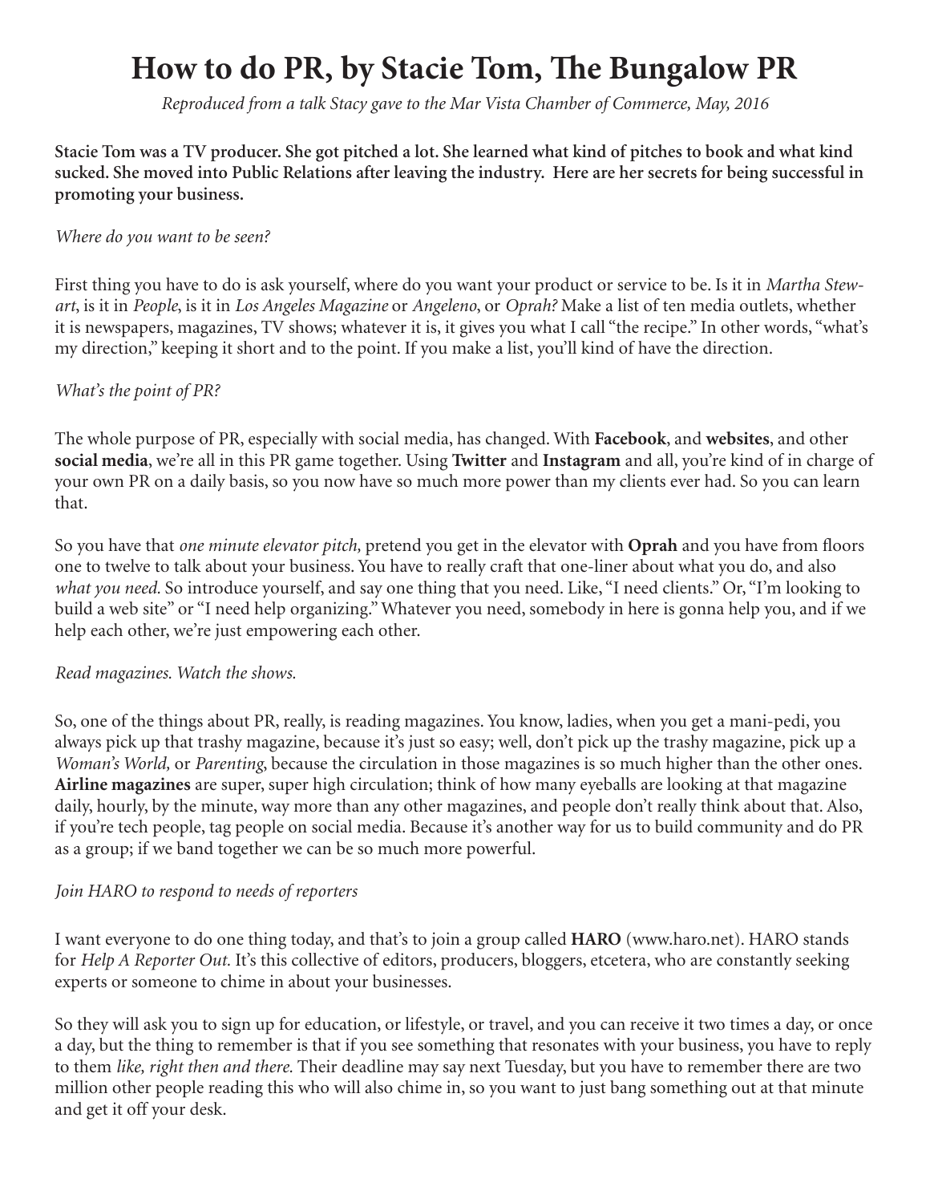# How to do PR, by Stacie Tom, The Bungalow PR

*Reproduced from a talk Stacy gave to the Mar Vista Chamber of Commerce, May, 2016*

**Stacie Tom was a TV producer. She got pitched a lot. She learned what kind of pitches to book and what kind sucked. She moved into Public Relations after leaving the industry. Here are her secrets for being successful in promoting your business.**

*Where do you want to be seen?*

First thing you have to do is ask yourself, where do you want your product or service to be. Is it in *Martha Stewart*, is it in *People*, is it in *Los Angeles Magazine* or *Angeleno*, or *Oprah?* Make a list of ten media outlets, whether it is newspapers, magazines, TV shows; whatever it is, it gives you what I call "the recipe." In other words, "what's my direction," keeping it short and to the point. If you make a list, you'll kind of have the direction.

*What's the point of PR?*

The whole purpose of PR, especially with social media, has changed. With **Facebook**, and **websites**, and other **social media**, we're all in this PR game together. Using **Twitter** and **Instagram** and all, you're kind of in charge of your own PR on a daily basis, so you now have so much more power than my clients ever had. So you can learn that.

So you have that *one minute elevator pitch,* pretend you get in the elevator with **Oprah** and you have from floors one to twelve to talk about your business. You have to really craft that one-liner about what you do, and also *what you need.* So introduce yourself, and say one thing that you need. Like, "I need clients." Or, "I'm looking to build a web site" or "I need help organizing." Whatever you need, somebody in here is gonna help you, and if we help each other, we're just empowering each other.

*Read magazines. Watch the shows.*

So, one of the things about PR, really, is reading magazines. You know, ladies, when you get a mani-pedi, you always pick up that trashy magazine, because it's just so easy; well, don't pick up the trashy magazine, pick up a *Woman's World,* or *Parenting,* because the circulation in those magazines is so much higher than the other ones. **Airline magazines** are super, super high circulation; think of how many eyeballs are looking at that magazine daily, hourly, by the minute, way more than any other magazines, and people don't really think about that. Also, if you're tech people, tag people on social media. Because it's another way for us to build community and do PR as a group; if we band together we can be so much more powerful.

*Join HARO to respond to needs of reporters*

I want everyone to do one thing today, and that's to join a group called **HARO** (www.haro.net). HARO stands for *Help A Reporter Out.* It's this collective of editors, producers, bloggers, etcetera, who are constantly seeking experts or someone to chime in about your businesses.

So they will ask you to sign up for education, or lifestyle, or travel, and you can receive it two times a day, or once a day, but the thing to remember is that if you see something that resonates with your business, you have to reply to them *like, right then and there.* Their deadline may say next Tuesday, but you have to remember there are two million other people reading this who will also chime in, so you want to just bang something out at that minute and get it off your desk.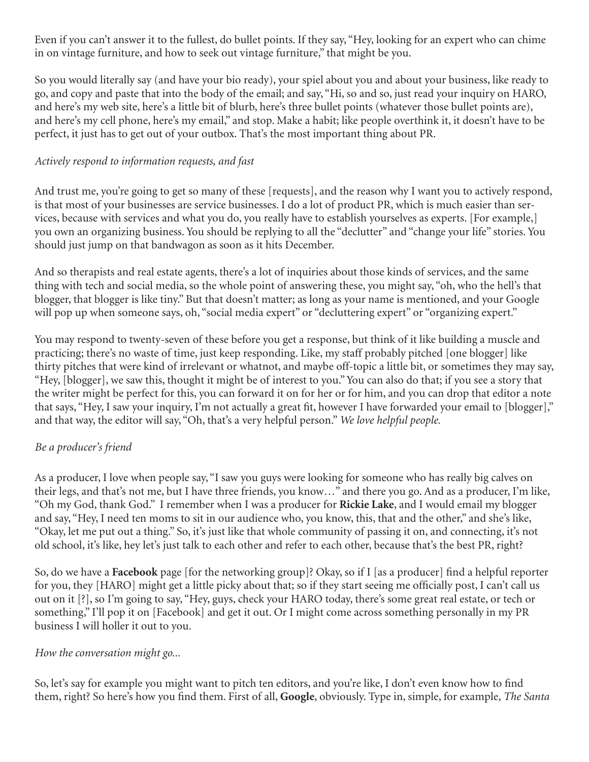Even if you can't answer it to the fullest, do bullet points. If they say, "Hey, looking for an expert who can chime in on vintage furniture, and how to seek out vintage furniture," that might be you.

So you would literally say (and have your bio ready), your spiel about you and about your business, like ready to go, and copy and paste that into the body of the email; and say, "Hi, so and so, just read your inquiry on HARO, and here's my web site, here's a little bit of blurb, here's three bullet points (whatever those bullet points are), and here's my cell phone, here's my email," and stop. Make a habit; like people overthink it, it doesn't have to be perfect, it just has to get out of your outbox. That's the most important thing about PR.

*Actively respond to information requests, and fast*

And trust me, you're going to get so many of these [requests], and the reason why I want you to actively respond, is that most of your businesses are service businesses. I do a lot of product PR, which is much easier than services, because with services and what you do, you really have to establish yourselves as experts. [For example,] you own an organizing business. You should be replying to all the "declutter" and "change your life" stories. You should just jump on that bandwagon as soon as it hits December.

And so therapists and real estate agents, there's a lot of inquiries about those kinds of services, and the same thing with tech and social media, so the whole point of answering these, you might say, "oh, who the hell's that blogger, that blogger is like tiny." But that doesn't matter; as long as your name is mentioned, and your Google will pop up when someone says, oh, "social media expert" or "decluttering expert" or "organizing expert."

You may respond to twenty-seven of these before you get a response, but think of it like building a muscle and practicing; there's no waste of time, just keep responding. Like, my staff probably pitched [one blogger] like thirty pitches that were kind of irrelevant or whatnot, and maybe off-topic a little bit, or sometimes they may say, "Hey, [blogger], we saw this, thought it might be of interest to you." You can also do that; if you see a story that the writer might be perfect for this, you can forward it on for her or for him, and you can drop that editor a note that says, "Hey, I saw your inquiry, I'm not actually a great fit, however I have forwarded your email to [blogger]," and that way, the editor will say, "Oh, that's a very helpful person." *We love helpful people.*

*Be a producer's friend*

As a producer, I love when people say, "I saw you guys were looking for someone who has really big calves on their legs, and that's not me, but I have three friends, you know…" and there you go. And as a producer, I'm like, "Oh my God, thank God." I remember when I was a producer for **Rickie Lake**, and I would email my blogger and say, "Hey, I need ten moms to sit in our audience who, you know, this, that and the other," and she's like, "Okay, let me put out a thing." So, it's just like that whole community of passing it on, and connecting, it's not old school, it's like, hey let's just talk to each other and refer to each other, because that's the best PR, right?

So, do we have a **Facebook** page [for the networking group]? Okay, so if I [as a producer] find a helpful reporter for you, they [HARO] might get a little picky about that; so if they start seeing me officially post, I can't call us out on it [?], so I'm going to say, "Hey, guys, check your HARO today, there's some great real estate, or tech or something," I'll pop it on [Facebook] and get it out. Or I might come across something personally in my PR business I will holler it out to you.

*How the conversation might go...*

So, let's say for example you might want to pitch ten editors, and you're like, I don't even know how to find them, right? So here's how you find them. First of all, **Google**, obviously. Type in, simple, for example, *The Santa*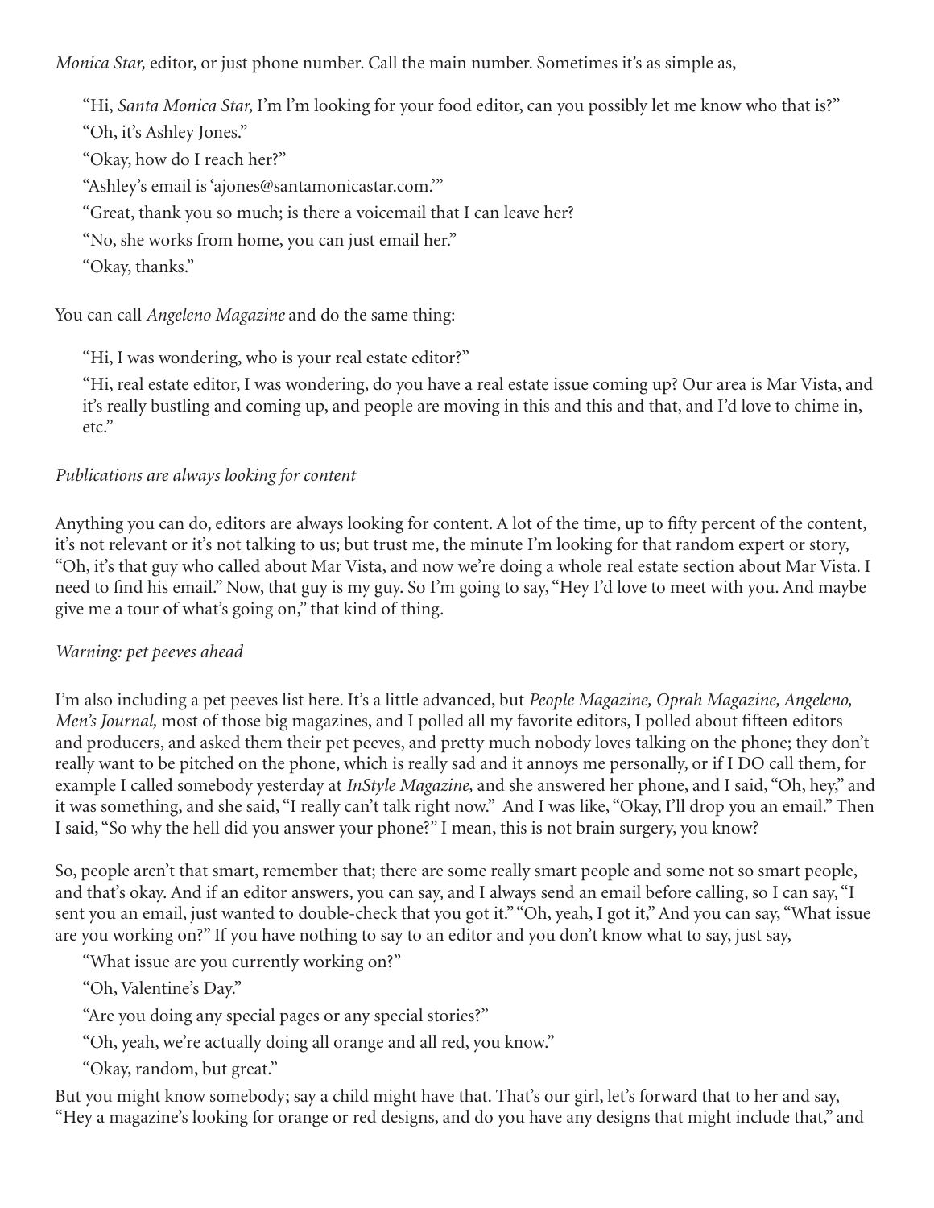*Monica Star,* editor, or just phone number. Call the main number. Sometimes it's as simple as,

> "Hi, *Santa Monica Star,* I'm l'm looking for your food editor, can you possibly let me know who that is?"
>
> "Oh, it's Ashley Jones."
>
> "Okay, how do I reach her?"
>
> "Ashley's email is 'ajones@santamonicastar.com.'"
>
> "Great, thank you so much; is there a voicemail that I can leave her?
>
> "No, she works from home, you can just email her."
>
> "Okay, thanks."

You can call *Angeleno Magazine* and do the same thing:

> "Hi, I was wondering, who is your real estate editor?"
>
> "Hi, real estate editor, I was wondering, do you have a real estate issue coming up? Our area is Mar Vista, and it's really bustling and coming up, and people are moving in this and this and that, and I'd love to chime in, etc."

*Publications are always looking for content*

Anything you can do, editors are always looking for content. A lot of the time, up to fifty percent of the content, it's not relevant or it's not talking to us; but trust me, the minute I'm looking for that random expert or story, "Oh, it's that guy who called about Mar Vista, and now we're doing a whole real estate section about Mar Vista. I need to find his email." Now, that guy is my guy. So I'm going to say, "Hey I'd love to meet with you. And maybe give me a tour of what's going on," that kind of thing.

*Warning: pet peeves ahead*

I'm also including a pet peeves list here. It's a little advanced, but *People Magazine, Oprah Magazine, Angeleno, Men's Journal,* most of those big magazines, and I polled all my favorite editors, I polled about fifteen editors and producers, and asked them their pet peeves, and pretty much nobody loves talking on the phone; they don't really want to be pitched on the phone, which is really sad and it annoys me personally, or if I DO call them, for example I called somebody yesterday at *InStyle Magazine,* and she answered her phone, and I said, "Oh, hey," and it was something, and she said, "I really can't talk right now." And I was like, "Okay, I'll drop you an email." Then I said, "So why the hell did you answer your phone?" I mean, this is not brain surgery, you know?

So, people aren't that smart, remember that; there are some really smart people and some not so smart people, and that's okay. And if an editor answers, you can say, and I always send an email before calling, so I can say, "I sent you an email, just wanted to double-check that you got it." "Oh, yeah, I got it," And you can say, "What issue are you working on?" If you have nothing to say to an editor and you don't know what to say, just say,

> "What issue are you currently working on?"
>
> "Oh, Valentine's Day."
>
> "Are you doing any special pages or any special stories?"
>
> "Oh, yeah, we're actually doing all orange and all red, you know."
>
> "Okay, random, but great."

But you might know somebody; say a child might have that. That's our girl, let's forward that to her and say, "Hey a magazine's looking for orange or red designs, and do you have any designs that might include that," and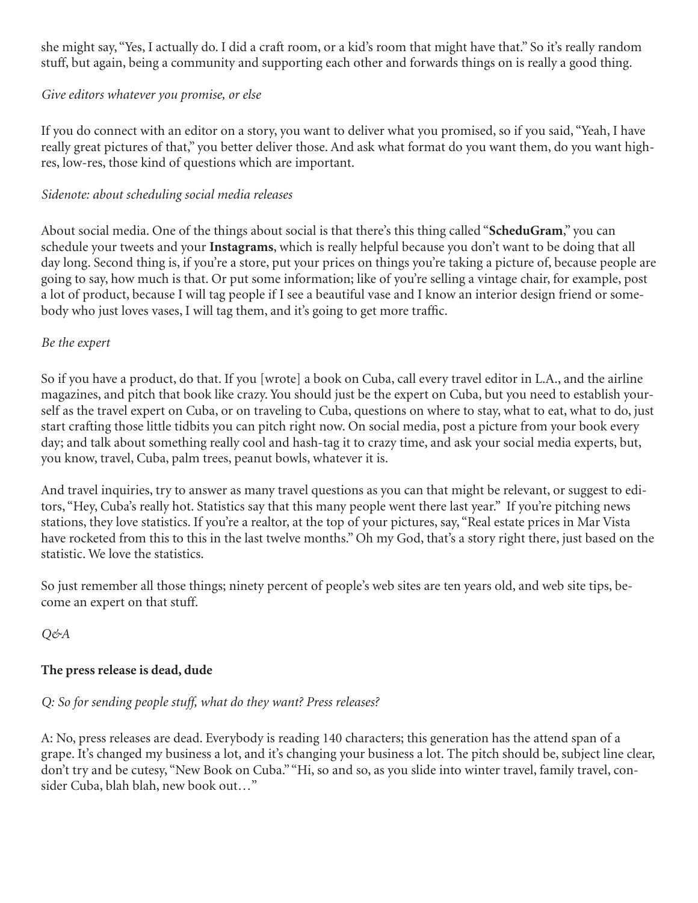she might say, "Yes, I actually do. I did a craft room, or a kid's room that might have that." So it's really random stuff, but again, being a community and supporting each other and forwards things on is really a good thing.

*Give editors whatever you promise, or else*

If you do connect with an editor on a story, you want to deliver what you promised, so if you said, "Yeah, I have really great pictures of that," you better deliver those. And ask what format do you want them, do you want high-res, low-res, those kind of questions which are important.

*Sidenote: about scheduling social media releases*

About social media. One of the things about social is that there's this thing called "**ScheduGram**," you can schedule your tweets and your **Instagrams**, which is really helpful because you don't want to be doing that all day long. Second thing is, if you're a store, put your prices on things you're taking a picture of, because people are going to say, how much is that. Or put some information; like of you're selling a vintage chair, for example, post a lot of product, because I will tag people if I see a beautiful vase and I know an interior design friend or somebody who just loves vases, I will tag them, and it's going to get more traffic.

*Be the expert*

So if you have a product, do that. If you [wrote] a book on Cuba, call every travel editor in L.A., and the airline magazines, and pitch that book like crazy. You should just be the expert on Cuba, but you need to establish yourself as the travel expert on Cuba, or on traveling to Cuba, questions on where to stay, what to eat, what to do, just start crafting those little tidbits you can pitch right now. On social media, post a picture from your book every day; and talk about something really cool and hash-tag it to crazy time, and ask your social media experts, but, you know, travel, Cuba, palm trees, peanut bowls, whatever it is.

And travel inquiries, try to answer as many travel questions as you can that might be relevant, or suggest to editors, "Hey, Cuba's really hot. Statistics say that this many people went there last year." If you're pitching news stations, they love statistics. If you're a realtor, at the top of your pictures, say, "Real estate prices in Mar Vista have rocketed from this to this in the last twelve months." Oh my God, that's a story right there, just based on the statistic. We love the statistics.

So just remember all those things; ninety percent of people's web sites are ten years old, and web site tips, become an expert on that stuff.

*Q&A*

**The press release is dead, dude**

*Q: So for sending people stuff, what do they want? Press releases?*

A: No, press releases are dead. Everybody is reading 140 characters; this generation has the attend span of a grape. It's changed my business a lot, and it's changing your business a lot. The pitch should be, subject line clear, don't try and be cutesy, "New Book on Cuba." "Hi, so and so, as you slide into winter travel, family travel, consider Cuba, blah blah, new book out…"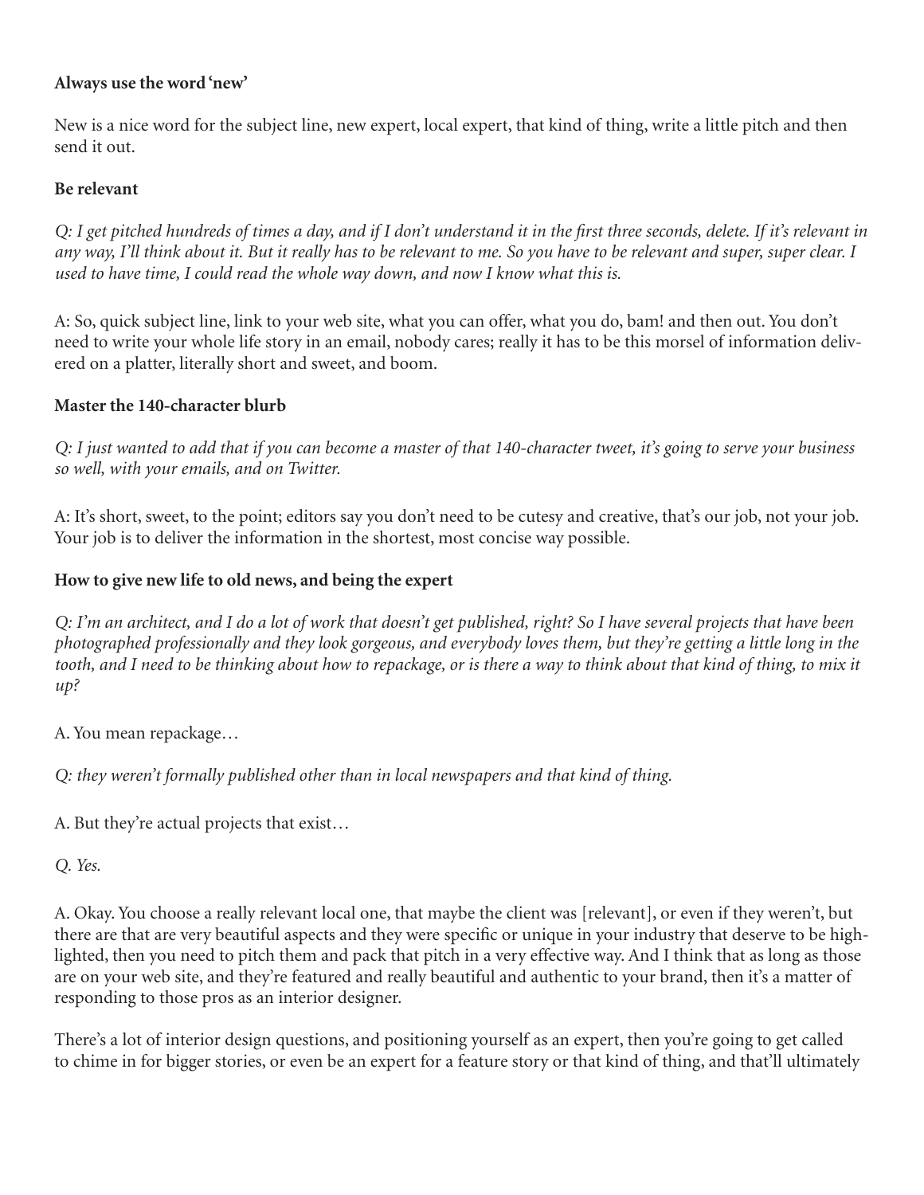**Always use the word 'new'**

New is a nice word for the subject line, new expert, local expert, that kind of thing, write a little pitch and then send it out.

**Be relevant**

*Q: I get pitched hundreds of times a day, and if I don't understand it in the first three seconds, delete. If it's relevant in any way, I'll think about it. But it really has to be relevant to me. So you have to be relevant and super, super clear. I used to have time, I could read the whole way down, and now I know what this is.*

A: So, quick subject line, link to your web site, what you can offer, what you do, bam! and then out. You don't need to write your whole life story in an email, nobody cares; really it has to be this morsel of information delivered on a platter, literally short and sweet, and boom.

**Master the 140-character blurb**

*Q: I just wanted to add that if you can become a master of that 140-character tweet, it's going to serve your business so well, with your emails, and on Twitter.*

A: It's short, sweet, to the point; editors say you don't need to be cutesy and creative, that's our job, not your job. Your job is to deliver the information in the shortest, most concise way possible.

**How to give new life to old news, and being the expert**

*Q: I'm an architect, and I do a lot of work that doesn't get published, right? So I have several projects that have been photographed professionally and they look gorgeous, and everybody loves them, but they're getting a little long in the tooth, and I need to be thinking about how to repackage, or is there a way to think about that kind of thing, to mix it up?*

A. You mean repackage…

*Q: they weren't formally published other than in local newspapers and that kind of thing.*

A. But they're actual projects that exist…

*Q. Yes.*

A. Okay. You choose a really relevant local one, that maybe the client was [relevant], or even if they weren't, but there are that are very beautiful aspects and they were specific or unique in your industry that deserve to be highlighted, then you need to pitch them and pack that pitch in a very effective way. And I think that as long as those are on your web site, and they're featured and really beautiful and authentic to your brand, then it's a matter of responding to those pros as an interior designer.

There's a lot of interior design questions, and positioning yourself as an expert, then you're going to get called to chime in for bigger stories, or even be an expert for a feature story or that kind of thing, and that'll ultimately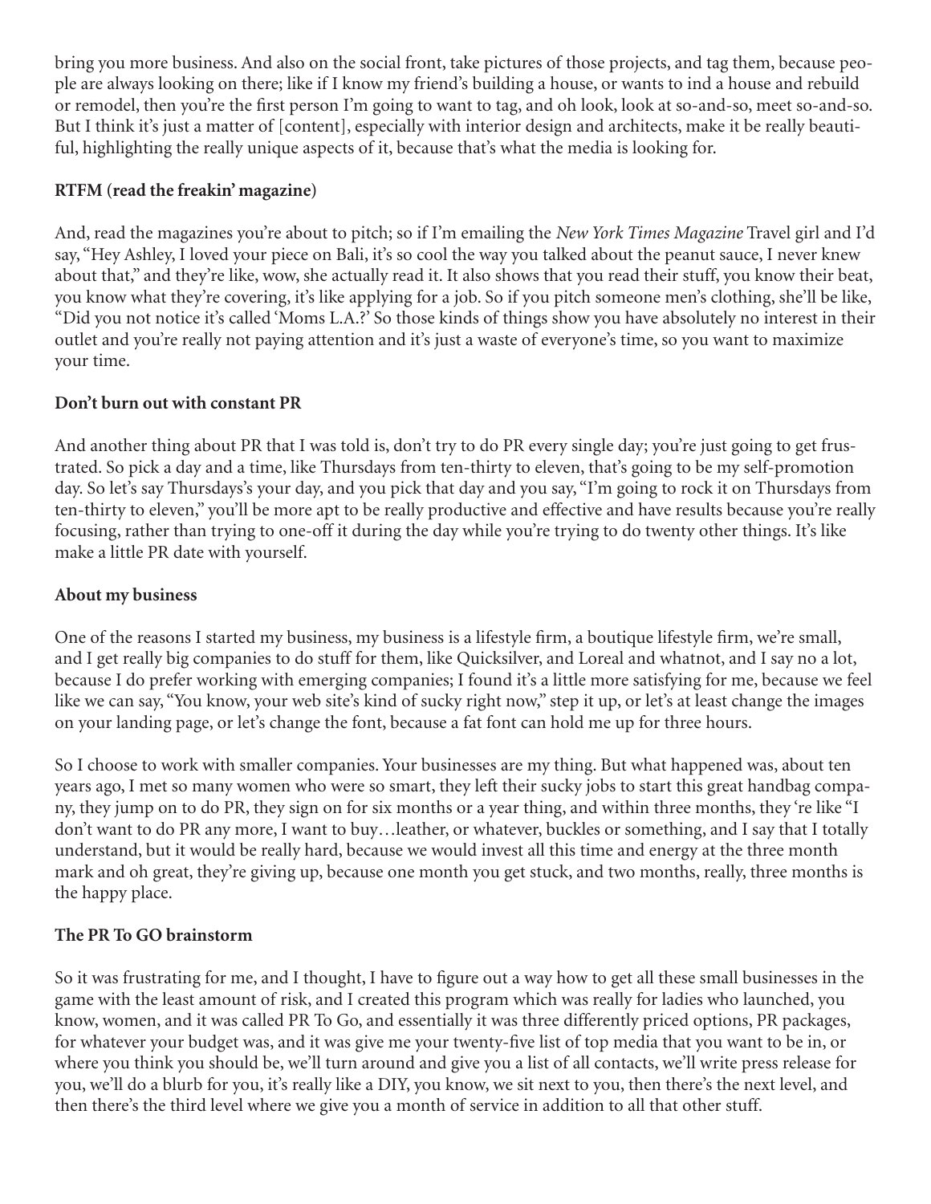bring you more business. And also on the social front, take pictures of those projects, and tag them, because people are always looking on there; like if I know my friend's building a house, or wants to ind a house and rebuild or remodel, then you're the first person I'm going to want to tag, and oh look, look at so-and-so, meet so-and-so. But I think it's just a matter of [content], especially with interior design and architects, make it be really beautiful, highlighting the really unique aspects of it, because that's what the media is looking for.

**RTFM (read the freakin' magazine)**

And, read the magazines you're about to pitch; so if I'm emailing the *New York Times Magazine* Travel girl and I'd say, "Hey Ashley, I loved your piece on Bali, it's so cool the way you talked about the peanut sauce, I never knew about that," and they're like, wow, she actually read it. It also shows that you read their stuff, you know their beat, you know what they're covering, it's like applying for a job. So if you pitch someone men's clothing, she'll be like, "Did you not notice it's called 'Moms L.A.?' So those kinds of things show you have absolutely no interest in their outlet and you're really not paying attention and it's just a waste of everyone's time, so you want to maximize your time.

**Don't burn out with constant PR**

And another thing about PR that I was told is, don't try to do PR every single day; you're just going to get frustrated. So pick a day and a time, like Thursdays from ten-thirty to eleven, that's going to be my self-promotion day. So let's say Thursdays's your day, and you pick that day and you say, "I'm going to rock it on Thursdays from ten-thirty to eleven," you'll be more apt to be really productive and effective and have results because you're really focusing, rather than trying to one-off it during the day while you're trying to do twenty other things. It's like make a little PR date with yourself.

**About my business**

One of the reasons I started my business, my business is a lifestyle firm, a boutique lifestyle firm, we're small, and I get really big companies to do stuff for them, like Quicksilver, and Loreal and whatnot, and I say no a lot, because I do prefer working with emerging companies; I found it's a little more satisfying for me, because we feel like we can say, "You know, your web site's kind of sucky right now," step it up, or let's at least change the images on your landing page, or let's change the font, because a fat font can hold me up for three hours.

So I choose to work with smaller companies. Your businesses are my thing. But what happened was, about ten years ago, I met so many women who were so smart, they left their sucky jobs to start this great handbag company, they jump on to do PR, they sign on for six months or a year thing, and within three months, they 're like "I don't want to do PR any more, I want to buy…leather, or whatever, buckles or something, and I say that I totally understand, but it would be really hard, because we would invest all this time and energy at the three month mark and oh great, they're giving up, because one month you get stuck, and two months, really, three months is the happy place.

**The PR To GO brainstorm**

So it was frustrating for me, and I thought, I have to figure out a way how to get all these small businesses in the game with the least amount of risk, and I created this program which was really for ladies who launched, you know, women, and it was called PR To Go, and essentially it was three differently priced options, PR packages, for whatever your budget was, and it was give me your twenty-five list of top media that you want to be in, or where you think you should be, we'll turn around and give you a list of all contacts, we'll write press release for you, we'll do a blurb for you, it's really like a DIY, you know, we sit next to you, then there's the next level, and then there's the third level where we give you a month of service in addition to all that other stuff.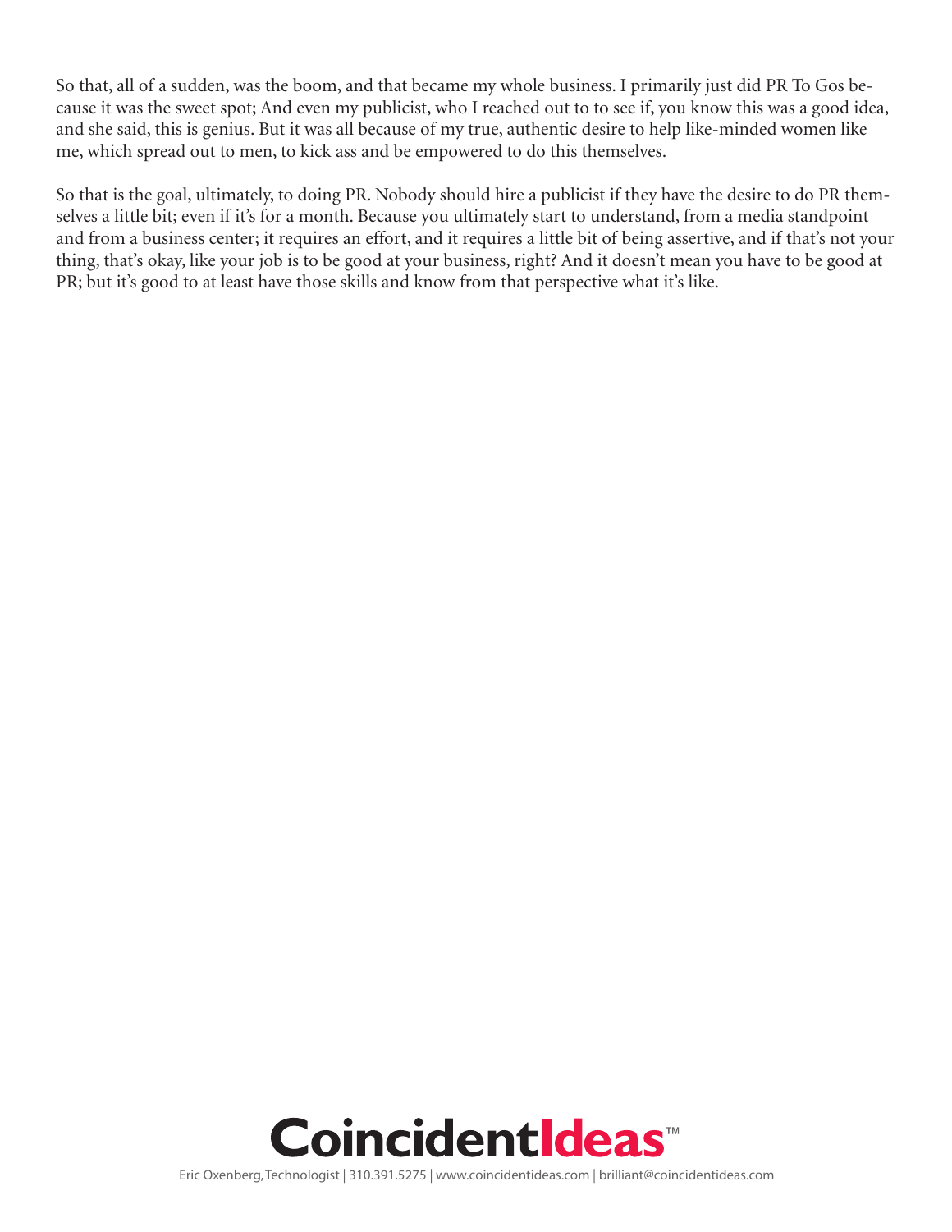So that, all of a sudden, was the boom, and that became my whole business. I primarily just did PR To Gos because it was the sweet spot; And even my publicist, who I reached out to to see if, you know this was a good idea, and she said, this is genius. But it was all because of my true, authentic desire to help like-minded women like me, which spread out to men, to kick ass and be empowered to do this themselves.

So that is the goal, ultimately, to doing PR. Nobody should hire a publicist if they have the desire to do PR themselves a little bit; even if it's for a month. Because you ultimately start to understand, from a media standpoint and from a business center; it requires an effort, and it requires a little bit of being assertive, and if that's not your thing, that's okay, like your job is to be good at your business, right? And it doesn't mean you have to be good at PR; but it's good to at least have those skills and know from that perspective what it's like.